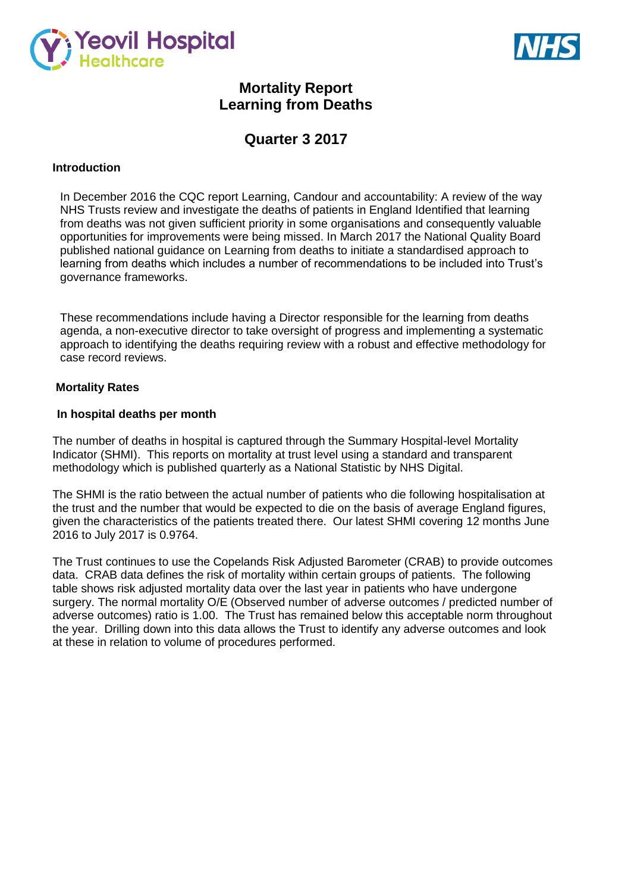# Mortality Report
# Learning from Deaths

## Quarter 3 2017

### Introduction

In December 2016 the CQC report Learning, Candour and accountability: A review of the way NHS Trusts review and investigate the deaths of patients in England Identified that learning from deaths was not given sufficient priority in some organisations and consequently valuable opportunities for improvements were being missed. In March 2017 the National Quality Board published national guidance on Learning from deaths to initiate a standardised approach to learning from deaths which includes a number of recommendations to be included into Trust's governance frameworks.

These recommendations include having a Director responsible for the learning from deaths agenda, a non-executive director to take oversight of progress and implementing a systematic approach to identifying the deaths requiring review with a robust and effective methodology for case record reviews.

### Mortality Rates

#### In hospital deaths per month

The number of deaths in hospital is captured through the Summary Hospital-level Mortality Indicator (SHMI). This reports on mortality at trust level using a standard and transparent methodology which is published quarterly as a National Statistic by NHS Digital.

The SHMI is the ratio between the actual number of patients who die following hospitalisation at the trust and the number that would be expected to die on the basis of average England figures, given the characteristics of the patients treated there. Our latest SHMI covering 12 months June 2016 to July 2017 is 0.9764.

The Trust continues to use the Copelands Risk Adjusted Barometer (CRAB) to provide outcomes data. CRAB data defines the risk of mortality within certain groups of patients. The following table shows risk adjusted mortality data over the last year in patients who have undergone surgery. The normal mortality O/E (Observed number of adverse outcomes / predicted number of adverse outcomes) ratio is 1.00. The Trust has remained below this acceptable norm throughout the year. Drilling down into this data allows the Trust to identify any adverse outcomes and look at these in relation to volume of procedures performed.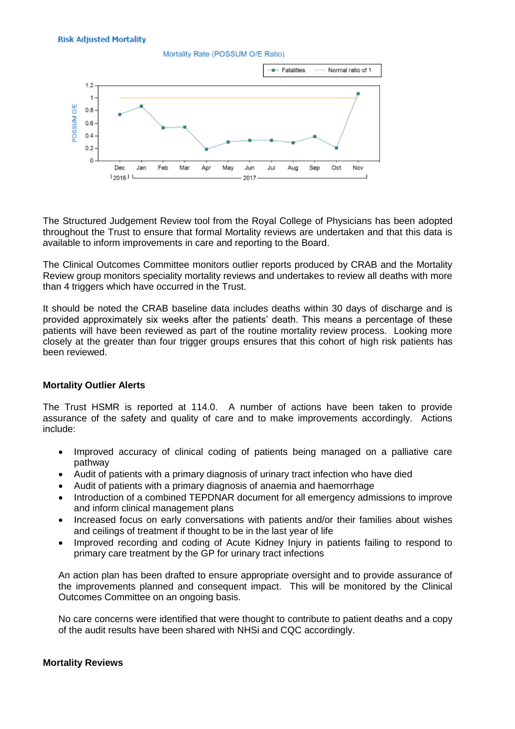**Risk Adjusted Mortality**

The Structured Judgement Review tool from the Royal College of Physicians has been adopted throughout the Trust to ensure that formal Mortality reviews are undertaken and that this data is available to inform improvements in care and reporting to the Board.

The Clinical Outcomes Committee monitors outlier reports produced by CRAB and the Mortality Review group monitors speciality mortality reviews and undertakes to review all deaths with more than 4 triggers which have occurred in the Trust.

It should be noted the CRAB baseline data includes deaths within 30 days of discharge and is provided approximately six weeks after the patients' death. This means a percentage of these patients will have been reviewed as part of the routine mortality review process. Looking more closely at the greater than four trigger groups ensures that this cohort of high risk patients has been reviewed.

**Mortality Outlier Alerts**

The Trust HSMR is reported at 114.0. A number of actions have been taken to provide assurance of the safety and quality of care and to make improvements accordingly. Actions include:

- Improved accuracy of clinical coding of patients being managed on a palliative care pathway
- Audit of patients with a primary diagnosis of urinary tract infection who have died
- Audit of patients with a primary diagnosis of anaemia and haemorrhage
- Introduction of a combined TEPDNAR document for all emergency admissions to improve and inform clinical management plans
- Increased focus on early conversations with patients and/or their families about wishes and ceilings of treatment if thought to be in the last year of life
- Improved recording and coding of Acute Kidney Injury in patients failing to respond to primary care treatment by the GP for urinary tract infections

An action plan has been drafted to ensure appropriate oversight and to provide assurance of the improvements planned and consequent impact. This will be monitored by the Clinical Outcomes Committee on an ongoing basis.

No care concerns were identified that were thought to contribute to patient deaths and a copy of the audit results have been shared with NHSi and CQC accordingly.

**Mortality Reviews**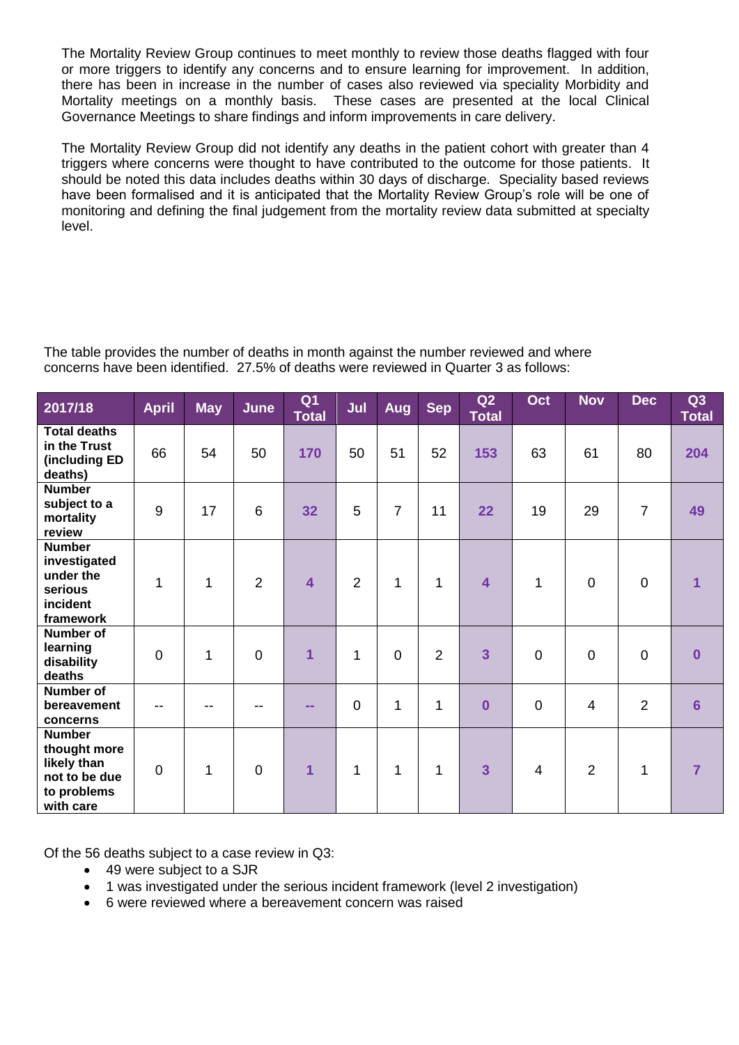The Mortality Review Group continues to meet monthly to review those deaths flagged with four or more triggers to identify any concerns and to ensure learning for improvement. In addition, there has been in increase in the number of cases also reviewed via speciality Morbidity and Mortality meetings on a monthly basis. These cases are presented at the local Clinical Governance Meetings to share findings and inform improvements in care delivery.

The Mortality Review Group did not identify any deaths in the patient cohort with greater than 4 triggers where concerns were thought to have contributed to the outcome for those patients. It should be noted this data includes deaths within 30 days of discharge. Speciality based reviews have been formalised and it is anticipated that the Mortality Review Group's role will be one of monitoring and defining the final judgement from the mortality review data submitted at specialty level.

The table provides the number of deaths in month against the number reviewed and where concerns have been identified. 27.5% of deaths were reviewed in Quarter 3 as follows:

| 2017/18 | April | May | June | Q1 Total | Jul | Aug | Sep | Q2 Total | Oct | Nov | Dec | Q3 Total |
|---|---|---|---|---|---|---|---|---|---|---|---|---|
| **Total deaths in the Trust (including ED deaths)** | 66 | 54 | 50 | 170 | 50 | 51 | 52 | 153 | 63 | 61 | 80 | 204 |
| **Number subject to a mortality review** | 9 | 17 | 6 | 32 | 5 | 7 | 11 | 22 | 19 | 29 | 7 | 49 |
| **Number investigated under the serious incident framework** | 1 | 1 | 2 | 4 | 2 | 1 | 1 | 4 | 1 | 0 | 0 | 1 |
| **Number of learning disability deaths** | 0 | 1 | 0 | 1 | 1 | 0 | 2 | 3 | 0 | 0 | 0 | 0 |
| **Number of bereavement concerns** | -- | -- | -- | -- | 0 | 1 | 1 | 0 | 0 | 4 | 2 | 6 |
| **Number thought more likely than not to be due to problems with care** | 0 | 1 | 0 | 1 | 1 | 1 | 1 | 3 | 4 | 2 | 1 | 7 |

Of the 56 deaths subject to a case review in Q3:

- 49 were subject to a SJR
- 1 was investigated under the serious incident framework (level 2 investigation)
- 6 were reviewed where a bereavement concern was raised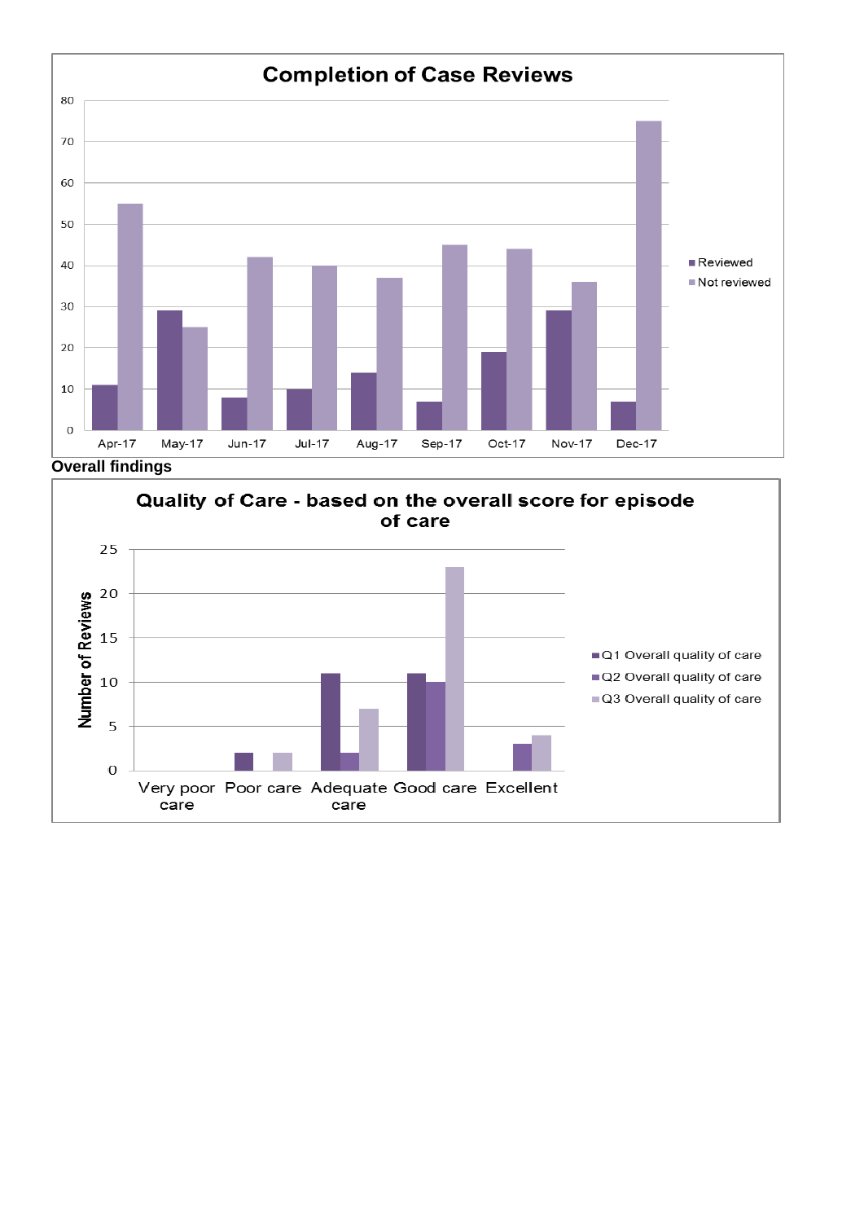**Completion of Case Reviews**

| | Apr-17 | May-17 | Jun-17 | Jul-17 | Aug-17 | Sep-17 | Oct-17 | Nov-17 | Dec-17 |
|---|---|---|---|---|---|---|---|---|---|
| Reviewed | 11 | 29 | 8 | 10 | 14 | 7 | 19 | 29 | 7 |
| Not reviewed | 55 | 25 | 42 | 40 | 37 | 45 | 44 | 36 | 75 |

**Overall findings**

**Quality of Care - based on the overall score for episode of care**

Number of Reviews

| | Very poor care | Poor care | Adequate care | Good care | Excellent |
|---|---|---|---|---|---|
| Q1 Overall quality of care | 0 | 2 | 11 | 11 | 0 |
| Q2 Overall quality of care | 0 | 0 | 2 | 10 | 3 |
| Q3 Overall quality of care | 0 | 2 | 7 | 23 | 4 |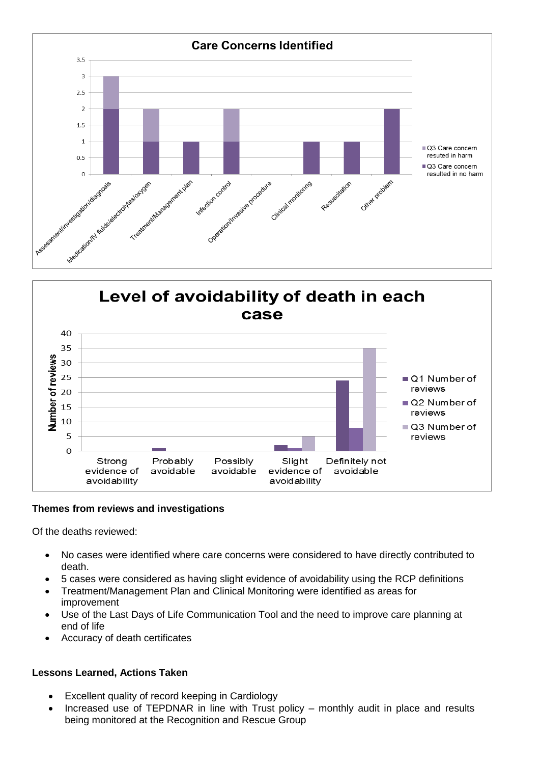**Care Concerns Identified**

| Category | Q3 Care concern resulted in no harm | Q3 Care concern resuted in harm |
|---|---|---|
| Assessment/investigation/diagnosis | 2 | 1 |
| Medication/IV fluids/electrolytes/oxygen | 1 | 1 |
| Treatment/Management plan | 1 | 0 |
| Infection control | 1 | 1 |
| Operation/Invasive procedure | 0 | 0 |
| Clinical monitoring | 1 | 0 |
| Resuscitation | 1 | 0 |
| Other problem | 2 | 0 |

**Level of avoidability of death in each case**

| Number of reviews | Q1 Number of reviews | Q2 Number of reviews | Q3 Number of reviews |
|---|---|---|---|
| Strong evidence of avoidability | 0 | 0 | 0 |
| Probably avoidable | 1 | 0 | 0 |
| Possibly avoidable | 0 | 0 | 0 |
| Slight evidence of avoidability | 2 | 1 | 5 |
| Definitely not avoidable | 24 | 8 | 35 |

**Themes from reviews and investigations**

Of the deaths reviewed:

- No cases were identified where care concerns were considered to have directly contributed to death.
- 5 cases were considered as having slight evidence of avoidability using the RCP definitions
- Treatment/Management Plan and Clinical Monitoring were identified as areas for improvement
- Use of the Last Days of Life Communication Tool and the need to improve care planning at end of life
- Accuracy of death certificates

**Lessons Learned, Actions Taken**

- Excellent quality of record keeping in Cardiology
- Increased use of TEPDNAR in line with Trust policy – monthly audit in place and results being monitored at the Recognition and Rescue Group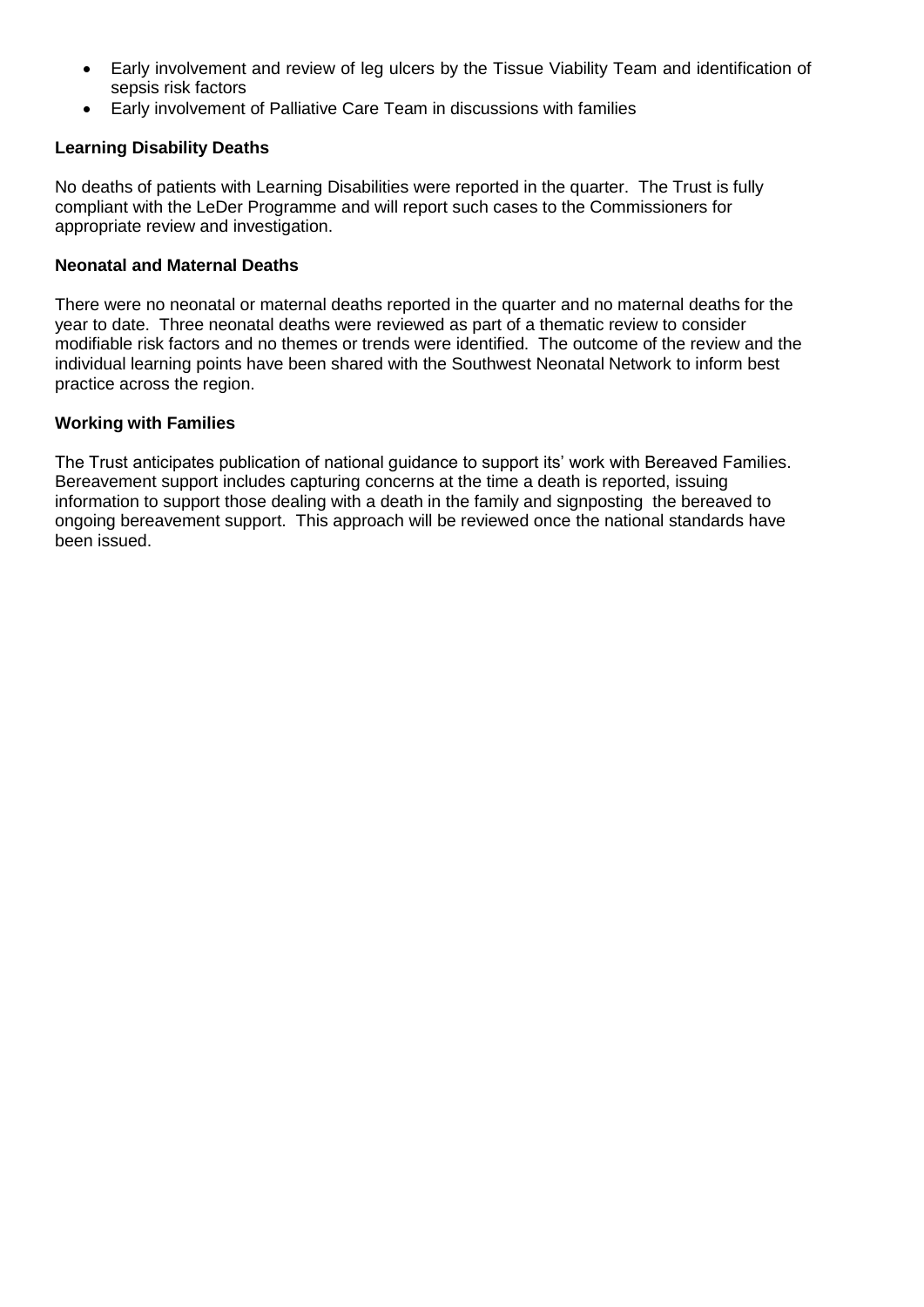- Early involvement and review of leg ulcers by the Tissue Viability Team and identification of sepsis risk factors
- Early involvement of Palliative Care Team in discussions with families

**Learning Disability Deaths**

No deaths of patients with Learning Disabilities were reported in the quarter. The Trust is fully compliant with the LeDer Programme and will report such cases to the Commissioners for appropriate review and investigation.

**Neonatal and Maternal Deaths**

There were no neonatal or maternal deaths reported in the quarter and no maternal deaths for the year to date. Three neonatal deaths were reviewed as part of a thematic review to consider modifiable risk factors and no themes or trends were identified. The outcome of the review and the individual learning points have been shared with the Southwest Neonatal Network to inform best practice across the region.

**Working with Families**

The Trust anticipates publication of national guidance to support its' work with Bereaved Families. Bereavement support includes capturing concerns at the time a death is reported, issuing information to support those dealing with a death in the family and signposting the bereaved to ongoing bereavement support. This approach will be reviewed once the national standards have been issued.